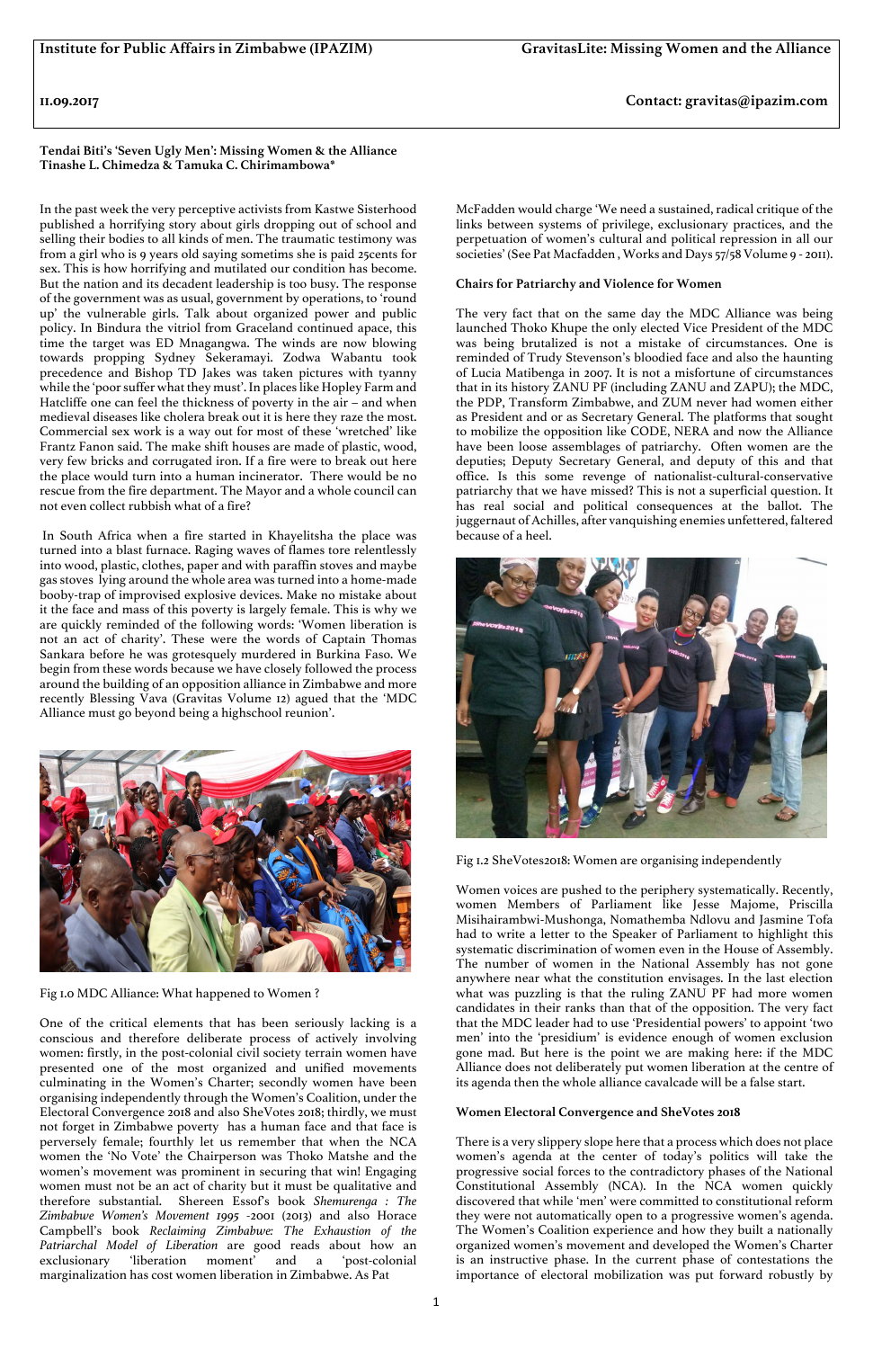Institute for Public Affairs in Zimbabwe (IPAZIM) GravitasLite: Missing Women and the Alliance

11.09.2017 Contact: gravitas@ipazim.com

**Tendai Biti's 'Seven Ugly Men': Missing Women & the Alliance**
**Tinashe L. Chimedza & Tamuka C. Chirimambowa***

In the past week the very perceptive activists from Kastwe Sisterhood published a horrifying story about girls dropping out of school and selling their bodies to all kinds of men. The traumatic testimony was from a girl who is 9 years old saying sometims she is paid 25cents for sex. This is how horrifying and mutilated our condition has become. But the nation and its decadent leadership is too busy. The response of the government was as usual, government by operations, to 'round up' the vulnerable girls. Talk about organized power and public policy. In Bindura the vitriol from Graceland continued apace, this time the target was ED Mnagangwa. The winds are now blowing towards propping Sydney Sekeramayi. Zodwa Wabantu took precedence and Bishop TD Jakes was taken pictures with tyanny while the 'poor suffer what they must'. In places like Hopley Farm and Hatcliffe one can feel the thickness of poverty in the air – and when medieval diseases like cholera break out it is here they raze the most. Commercial sex work is a way out for most of these 'wretched' like Frantz Fanon said. The make shift houses are made of plastic, wood, very few bricks and corrugated iron. If a fire were to break out here the place would turn into a human incinerator. There would be no rescue from the fire department. The Mayor and a whole council can not even collect rubbish what of a fire?

In South Africa when a fire started in Khayelitsha the place was turned into a blast furnace. Raging waves of flames tore relentlessly into wood, plastic, clothes, paper and with paraffin stoves and maybe gas stoves lying around the whole area was turned into a home-made booby-trap of improvised explosive devices. Make no mistake about it the face and mass of this poverty is largely female. This is why we are quickly reminded of the following words: 'Women liberation is not an act of charity'. These were the words of Captain Thomas Sankara before he was grotesquely murdered in Burkina Faso. We begin from these words because we have closely followed the process around the building of an opposition alliance in Zimbabwe and more recently Blessing Vava (Gravitas Volume 12) agued that the 'MDC Alliance must go beyond being a highschool reunion'.

Fig 1.0 MDC Alliance: What happened to Women ?

One of the critical elements that has been seriously lacking is a conscious and therefore deliberate process of actively involving women: firstly, in the post-colonial civil society terrain women have presented one of the most organized and unified movements culminating in the Women's Charter; secondly women have been organising independently through the Women's Coalition, under the Electoral Convergence 2018 and also SheVotes 2018; thirdly, we must not forget in Zimbabwe poverty has a human face and that face is perversely female; fourthly let us remember that when the NCA women the 'No Vote' the Chairperson was Thoko Matshe and the women's movement was prominent in securing that win! Engaging women must not be an act of charity but it must be qualitative and therefore substantial. Shereen Essof's book *Shemurenga : The Zimbabwe Women's Movement 1995 -2001* (2013) and also Horace Campbell's book *Reclaiming Zimbabwe: The Exhaustion of the Patriarchal Model of Liberation* are good reads about how an exclusionary 'liberation moment' and a 'post-colonial marginalization has cost women liberation in Zimbabwe. As Pat McFadden would charge 'We need a sustained, radical critique of the links between systems of privilege, exclusionary practices, and the perpetuation of women's cultural and political repression in all our societies' (See Pat Macfadden , Works and Days 57/58 Volume 9 - 2011).

**Chairs for Patriarchy and Violence for Women**

The very fact that on the same day the MDC Alliance was being launched Thoko Khupe the only elected Vice President of the MDC was being brutalized is not a mistake of circumstances. One is reminded of Trudy Stevenson's bloodied face and also the haunting of Lucia Matibenga in 2007. It is not a misfortune of circumstances that in its history ZANU PF (including ZANU and ZAPU); the MDC, the PDP, Transform Zimbabwe, and ZUM never had women either as President and or as Secretary General. The platforms that sought to mobilize the opposition like CODE, NERA and now the Alliance have been loose assemblages of patriarchy. Often women are the deputies; Deputy Secretary General, and deputy of this and that office. Is this some revenge of nationalist-cultural-conservative patriarchy that we have missed? This is not a superficial question. It has real social and political consequences at the ballot. The juggernaut of Achilles, after vanquishing enemies unfettered, faltered because of a heel.

Fig 1.2 SheVotes2018: Women are organising independently

Women voices are pushed to the periphery systematically. Recently, women Members of Parliament like Jesse Majome, Priscilla Misihairambwi-Mushonga, Nomathemba Ndlovu and Jasmine Tofa had to write a letter to the Speaker of Parliament to highlight this systematic discrimination of women even in the House of Assembly. The number of women in the National Assembly has not gone anywhere near what the constitution envisages. In the last election what was puzzling is that the ruling ZANU PF had more women candidates in their ranks than that of the opposition. The very fact that the MDC leader had to use 'Presidential powers' to appoint 'two men' into the 'presidium' is evidence enough of women exclusion gone mad. But here is the point we are making here: if the MDC Alliance does not deliberately put women liberation at the centre of its agenda then the whole alliance cavalcade will be a false start.

**Women Electoral Convergence and SheVotes 2018**

There is a very slippery slope here that a process which does not place women's agenda at the center of today's politics will take the progressive social forces to the contradictory phases of the National Constitutional Assembly (NCA). In the NCA women quickly discovered that while 'men' were committed to constitutional reform they were not automatically open to a progressive women's agenda. The Women's Coalition experience and how they built a nationally organized women's movement and developed the Women's Charter is an instructive phase. In the current phase of contestations the importance of electoral mobilization was put forward robustly by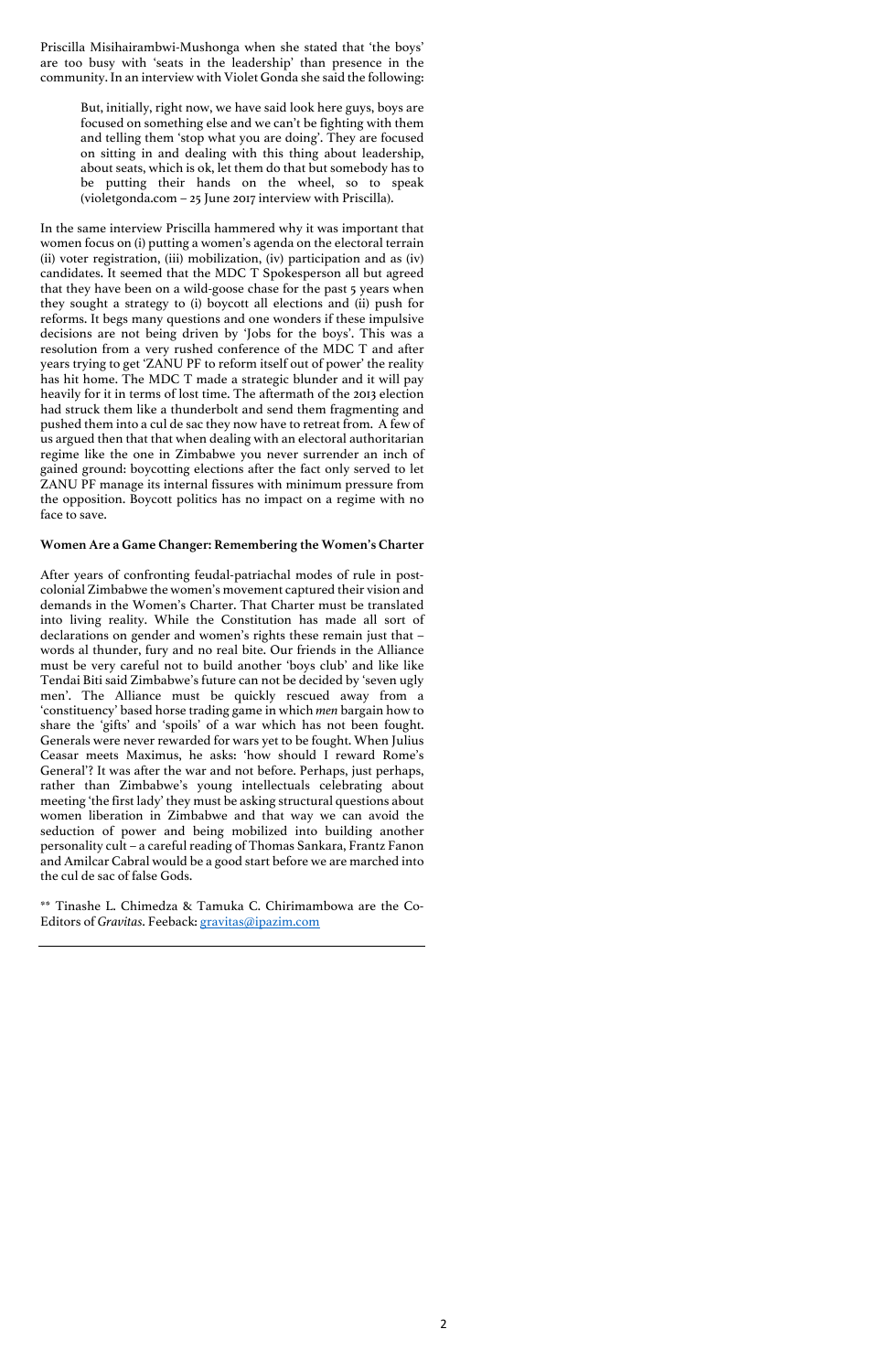Priscilla Misihairambwi-Mushonga when she stated that 'the boys' are too busy with 'seats in the leadership' than presence in the community. In an interview with Violet Gonda she said the following:

> But, initially, right now, we have said look here guys, boys are focused on something else and we can't be fighting with them and telling them 'stop what you are doing'. They are focused on sitting in and dealing with this thing about leadership, about seats, which is ok, let them do that but somebody has to be putting their hands on the wheel, so to speak (violetgonda.com – 25 June 2017 interview with Priscilla).

In the same interview Priscilla hammered why it was important that women focus on (i) putting a women's agenda on the electoral terrain (ii) voter registration, (iii) mobilization, (iv) participation and as (iv) candidates. It seemed that the MDC T Spokesperson all but agreed that they have been on a wild-goose chase for the past 5 years when they sought a strategy to (i) boycott all elections and (ii) push for reforms. It begs many questions and one wonders if these impulsive decisions are not being driven by 'Jobs for the boys'. This was a resolution from a very rushed conference of the MDC T and after years trying to get 'ZANU PF to reform itself out of power' the reality has hit home. The MDC T made a strategic blunder and it will pay heavily for it in terms of lost time. The aftermath of the 2013 election had struck them like a thunderbolt and send them fragmenting and pushed them into a cul de sac they now have to retreat from. A few of us argued then that that when dealing with an electoral authoritarian regime like the one in Zimbabwe you never surrender an inch of gained ground: boycotting elections after the fact only served to let ZANU PF manage its internal fissures with minimum pressure from the opposition. Boycott politics has no impact on a regime with no face to save.

**Women Are a Game Changer: Remembering the Women's Charter**

After years of confronting feudal-patriachal modes of rule in post-colonial Zimbabwe the women's movement captured their vision and demands in the Women's Charter. That Charter must be translated into living reality. While the Constitution has made all sort of declarations on gender and women's rights these remain just that – words al thunder, fury and no real bite. Our friends in the Alliance must be very careful not to build another 'boys club' and like like Tendai Biti said Zimbabwe's future can not be decided by 'seven ugly men'. The Alliance must be quickly rescued away from a 'constituency' based horse trading game in which *men* bargain how to share the 'gifts' and 'spoils' of a war which has not been fought. Generals were never rewarded for wars yet to be fought. When Julius Ceasar meets Maximus, he asks: 'how should I reward Rome's General'? It was after the war and not before. Perhaps, just perhaps, rather than Zimbabwe's young intellectuals celebrating about meeting 'the first lady' they must be asking structural questions about women liberation in Zimbabwe and that way we can avoid the seduction of power and being mobilized into building another personality cult – a careful reading of Thomas Sankara, Frantz Fanon and Amilcar Cabral would be a good start before we are marched into the cul de sac of false Gods.

** Tinashe L. Chimedza & Tamuka C. Chirimambowa are the Co-Editors of *Gravitas*. Feeback: gravitas@ipazim.com